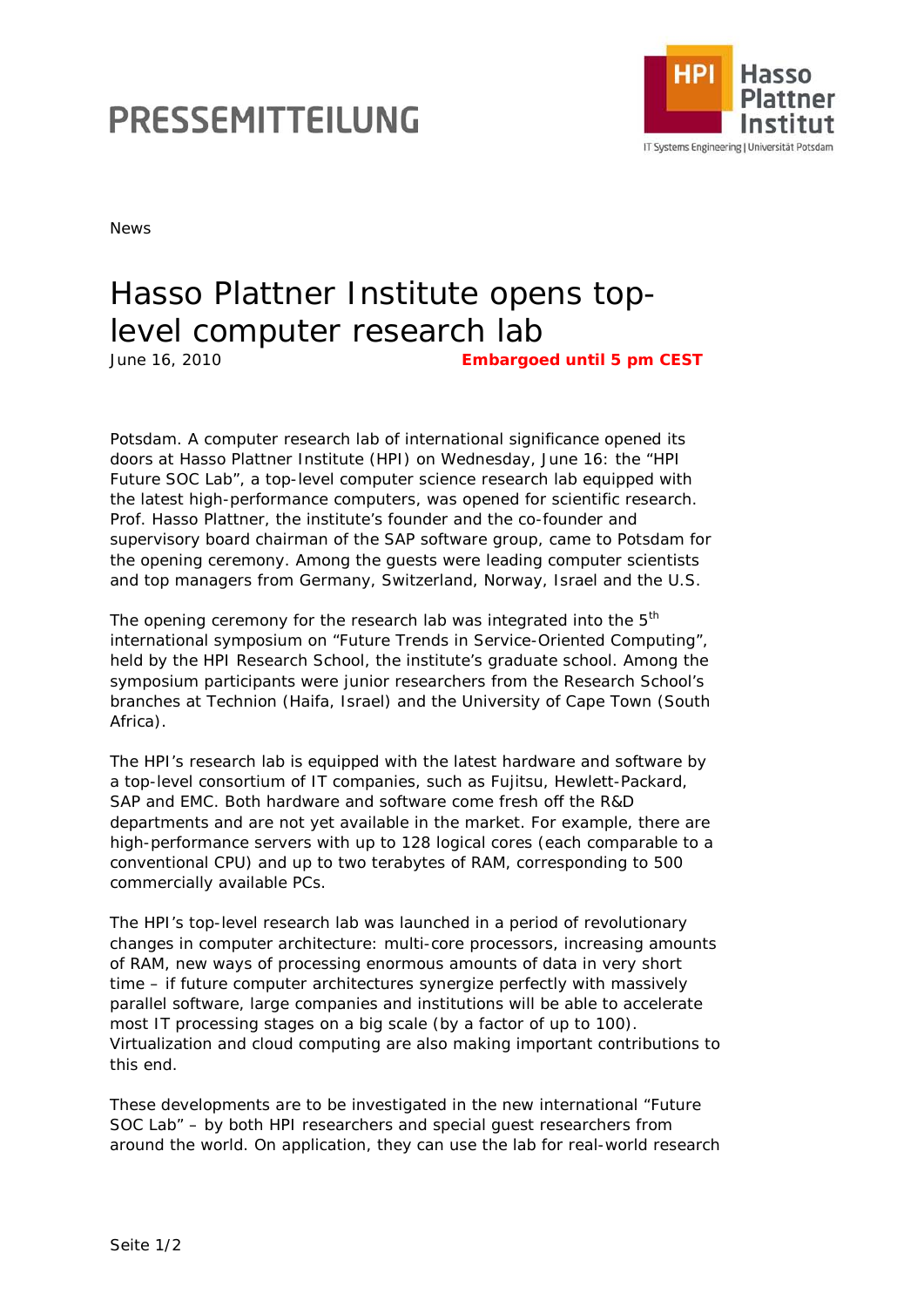# PRESSEMITTEILUNG

News

# Hasso Plattner Institute opens top-level computer research lab

June 16, 2010 **Embargoed until 5 pm CEST**

Potsdam. A computer research lab of international significance opened its doors at Hasso Plattner Institute (HPI) on Wednesday, June 16: the “HPI Future SOC Lab”, a top-level computer science research lab equipped with the latest high-performance computers, was opened for scientific research. Prof. Hasso Plattner, the institute’s founder and the co-founder and supervisory board chairman of the SAP software group, came to Potsdam for the opening ceremony. Among the guests were leading computer scientists and top managers from Germany, Switzerland, Norway, Israel and the U.S.

The opening ceremony for the research lab was integrated into the 5th international symposium on “Future Trends in Service-Oriented Computing”, held by the HPI Research School, the institute’s graduate school. Among the symposium participants were junior researchers from the Research School’s branches at Technion (Haifa, Israel) and the University of Cape Town (South Africa).

The HPI’s research lab is equipped with the latest hardware and software by a top-level consortium of IT companies, such as Fujitsu, Hewlett-Packard, SAP and EMC. Both hardware and software come fresh off the R&D departments and are not yet available in the market. For example, there are high-performance servers with up to 128 logical cores (each comparable to a conventional CPU) and up to two terabytes of RAM, corresponding to 500 commercially available PCs.

The HPI’s top-level research lab was launched in a period of revolutionary changes in computer architecture: multi-core processors, increasing amounts of RAM, new ways of processing enormous amounts of data in very short time – if future computer architectures synergize perfectly with massively parallel software, large companies and institutions will be able to accelerate most IT processing stages on a big scale (by a factor of up to 100). Virtualization and cloud computing are also making important contributions to this end.

These developments are to be investigated in the new international “Future SOC Lab” – by both HPI researchers and special guest researchers from around the world. On application, they can use the lab for real-world research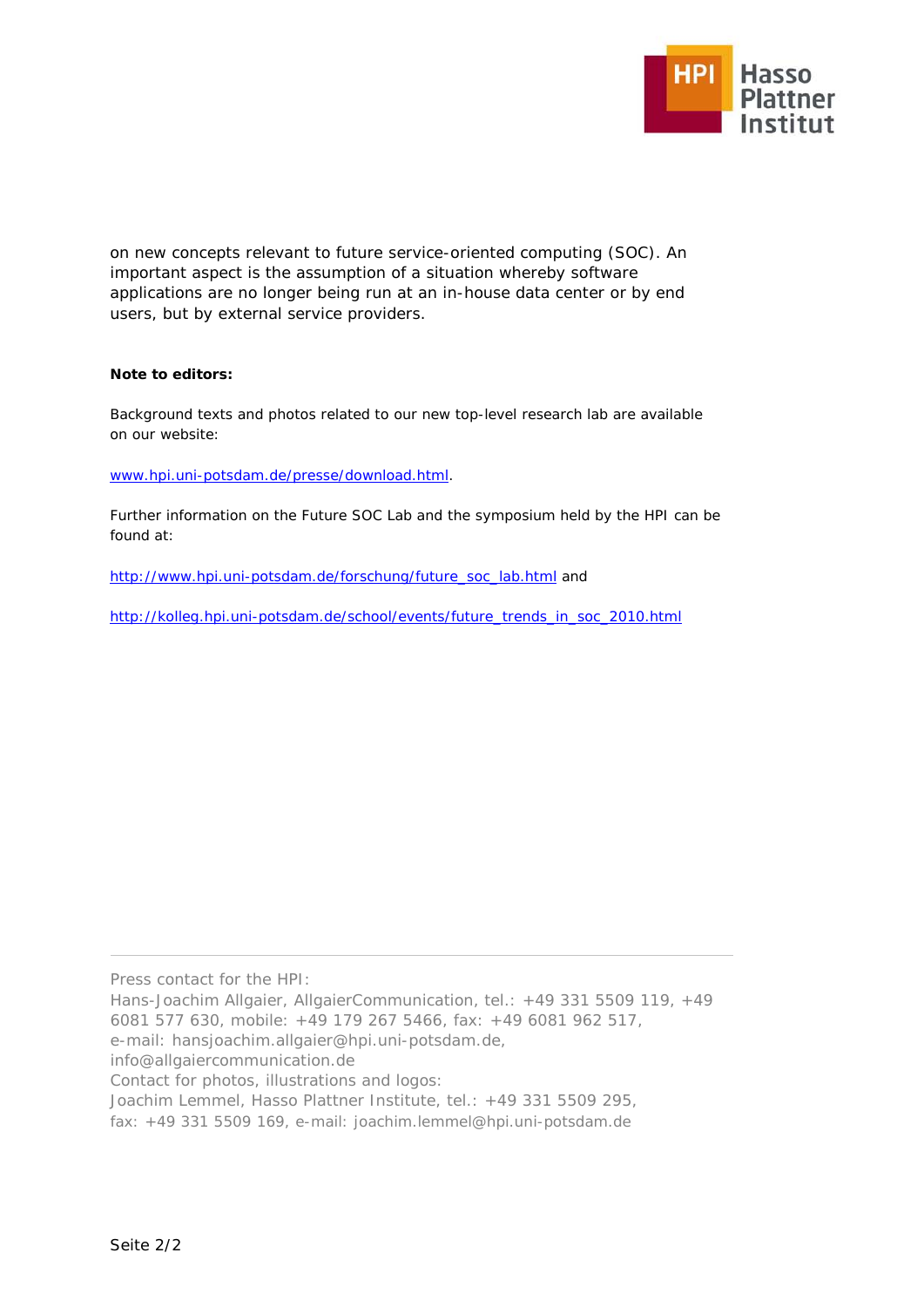on new concepts relevant to future service-oriented computing (SOC). An important aspect is the assumption of a situation whereby software applications are no longer being run at an in-house data center or by end users, but by external service providers.

**Note to editors:**

Background texts and photos related to our new top-level research lab are available on our website:

www.hpi.uni-potsdam.de/presse/download.html.

Further information on the Future SOC Lab and the symposium held by the HPI can be found at:

http://www.hpi.uni-potsdam.de/forschung/future_soc_lab.html and

http://kolleg.hpi.uni-potsdam.de/school/events/future_trends_in_soc_2010.html

---

Press contact for the HPI:
Hans-Joachim Allgaier, AllgaierCommunication, tel.: +49 331 5509 119, +49 6081 577 630, mobile: +49 179 267 5466, fax: +49 6081 962 517,
e-mail: hansjoachim.allgaier@hpi.uni-potsdam.de,
info@allgaiercommunication.de
Contact for photos, illustrations and logos:
Joachim Lemmel, Hasso Plattner Institute, tel.: +49 331 5509 295,
fax: +49 331 5509 169, e-mail: joachim.lemmel@hpi.uni-potsdam.de